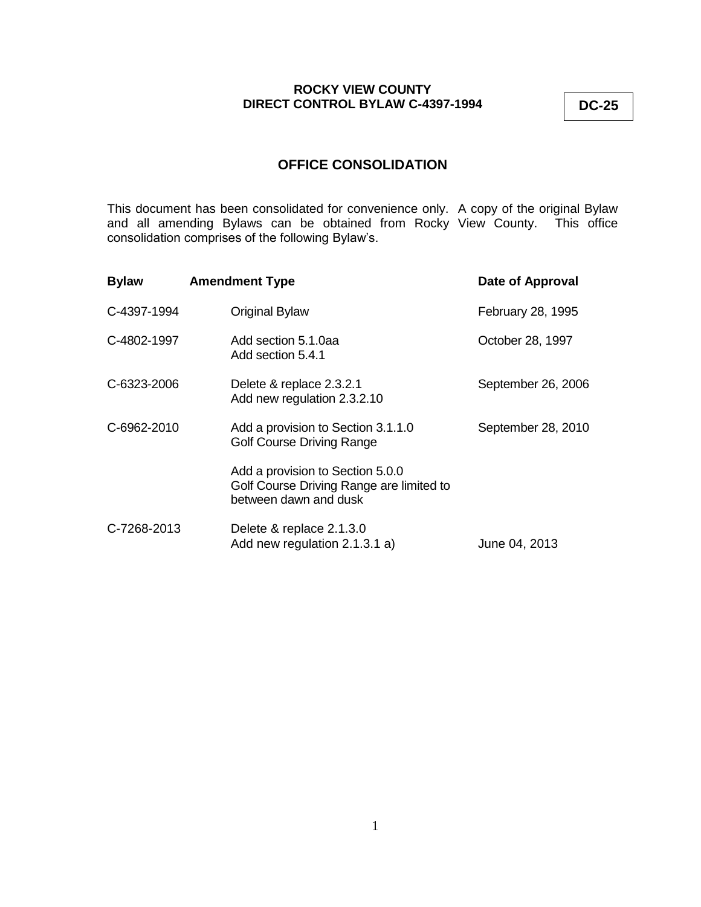**ROCKY VIEW COUNTY**
**DIRECT CONTROL BYLAW C-4397-1994**

**DC-25**

## OFFICE CONSOLIDATION

This document has been consolidated for convenience only. A copy of the original Bylaw and all amending Bylaws can be obtained from Rocky View County. This office consolidation comprises of the following Bylaw's.

| **Bylaw** | **Amendment Type** | **Date of Approval** |
|---|---|---|
| C-4397-1994 | Original Bylaw | February 28, 1995 |
| C-4802-1997 | Add section 5.1.0aa<br>Add section 5.4.1 | October 28, 1997 |
| C-6323-2006 | Delete & replace 2.3.2.1<br>Add new regulation 2.3.2.10 | September 26, 2006 |
| C-6962-2010 | Add a provision to Section 3.1.1.0 Golf Course Driving Range<br><br>Add a provision to Section 5.0.0 Golf Course Driving Range are limited to between dawn and dusk | September 28, 2010 |
| C-7268-2013 | Delete & replace 2.1.3.0<br>Add new regulation 2.1.3.1 a) | June 04, 2013 |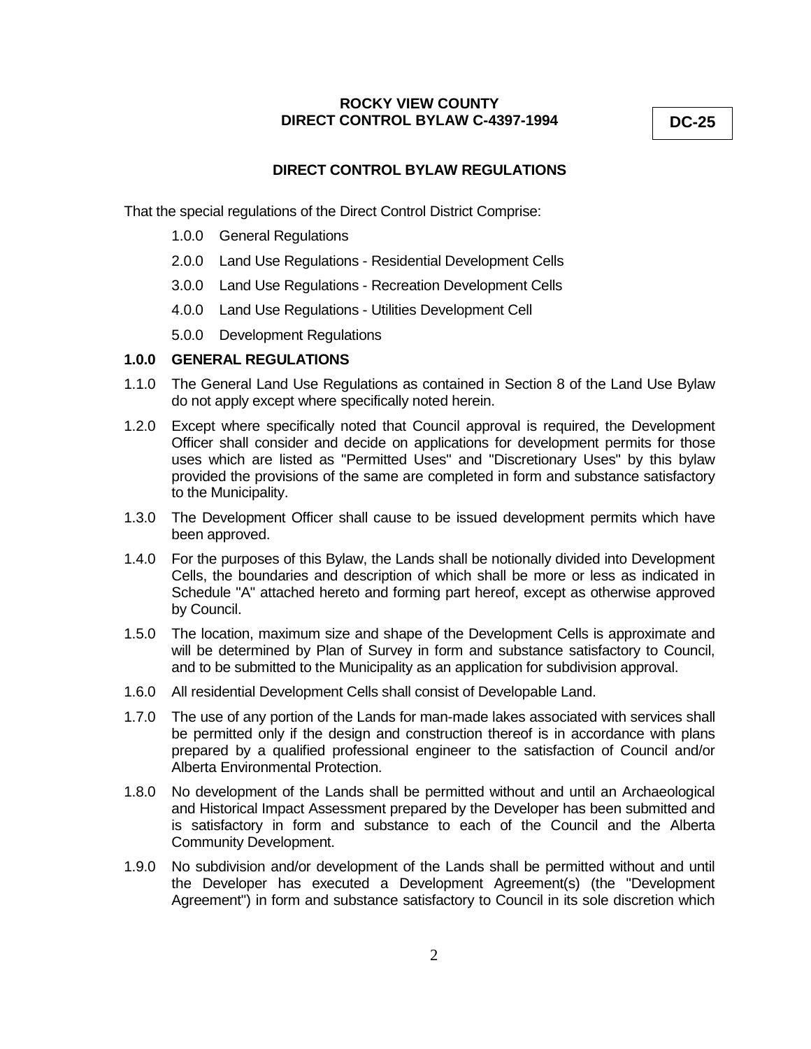**ROCKY VIEW COUNTY**
**DIRECT CONTROL BYLAW C-4397-1994**

**DC-25**

## DIRECT CONTROL BYLAW REGULATIONS

That the special regulations of the Direct Control District Comprise:

1.0.0 General Regulations

2.0.0 Land Use Regulations - Residential Development Cells

3.0.0 Land Use Regulations - Recreation Development Cells

4.0.0 Land Use Regulations - Utilities Development Cell

5.0.0 Development Regulations

### 1.0.0 GENERAL REGULATIONS

1.1.0 The General Land Use Regulations as contained in Section 8 of the Land Use Bylaw do not apply except where specifically noted herein.

1.2.0 Except where specifically noted that Council approval is required, the Development Officer shall consider and decide on applications for development permits for those uses which are listed as "Permitted Uses" and "Discretionary Uses" by this bylaw provided the provisions of the same are completed in form and substance satisfactory to the Municipality.

1.3.0 The Development Officer shall cause to be issued development permits which have been approved.

1.4.0 For the purposes of this Bylaw, the Lands shall be notionally divided into Development Cells, the boundaries and description of which shall be more or less as indicated in Schedule "A" attached hereto and forming part hereof, except as otherwise approved by Council.

1.5.0 The location, maximum size and shape of the Development Cells is approximate and will be determined by Plan of Survey in form and substance satisfactory to Council, and to be submitted to the Municipality as an application for subdivision approval.

1.6.0 All residential Development Cells shall consist of Developable Land.

1.7.0 The use of any portion of the Lands for man-made lakes associated with services shall be permitted only if the design and construction thereof is in accordance with plans prepared by a qualified professional engineer to the satisfaction of Council and/or Alberta Environmental Protection.

1.8.0 No development of the Lands shall be permitted without and until an Archaeological and Historical Impact Assessment prepared by the Developer has been submitted and is satisfactory in form and substance to each of the Council and the Alberta Community Development.

1.9.0 No subdivision and/or development of the Lands shall be permitted without and until the Developer has executed a Development Agreement(s) (the "Development Agreement") in form and substance satisfactory to Council in its sole discretion which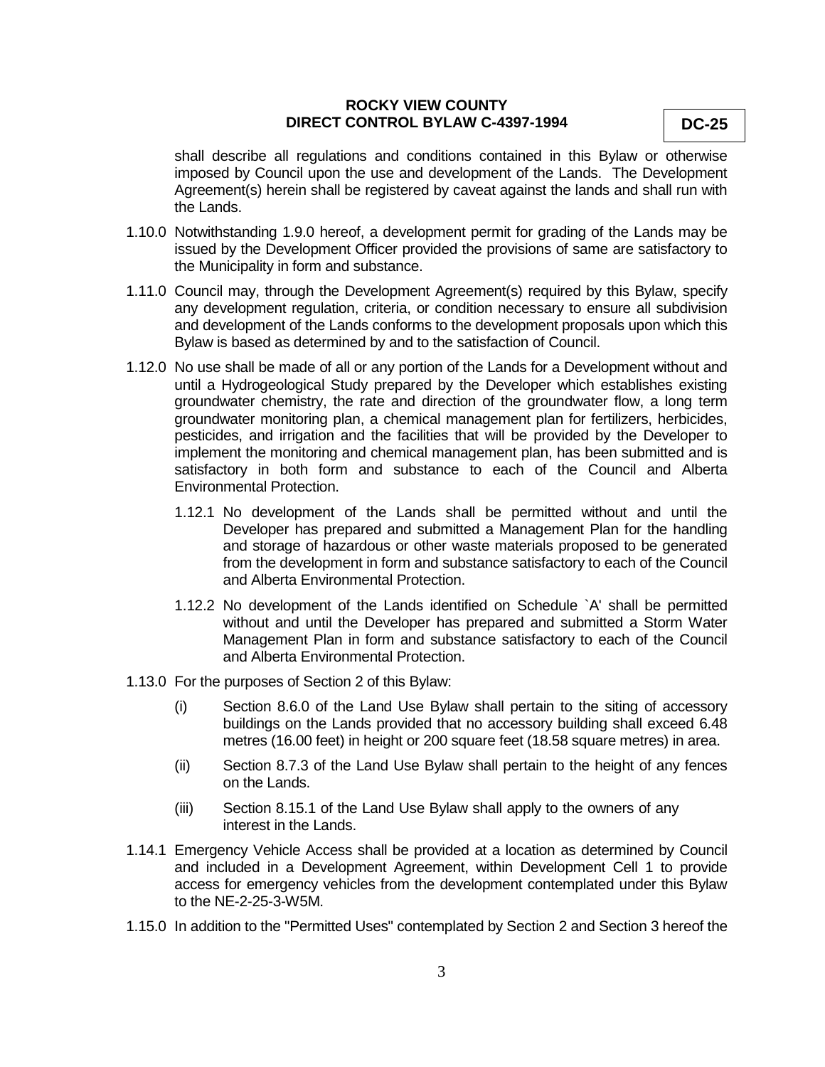shall describe all regulations and conditions contained in this Bylaw or otherwise imposed by Council upon the use and development of the Lands. The Development Agreement(s) herein shall be registered by caveat against the lands and shall run with the Lands.

1.10.0 Notwithstanding 1.9.0 hereof, a development permit for grading of the Lands may be issued by the Development Officer provided the provisions of same are satisfactory to the Municipality in form and substance.

1.11.0 Council may, through the Development Agreement(s) required by this Bylaw, specify any development regulation, criteria, or condition necessary to ensure all subdivision and development of the Lands conforms to the development proposals upon which this Bylaw is based as determined by and to the satisfaction of Council.

1.12.0 No use shall be made of all or any portion of the Lands for a Development without and until a Hydrogeological Study prepared by the Developer which establishes existing groundwater chemistry, the rate and direction of the groundwater flow, a long term groundwater monitoring plan, a chemical management plan for fertilizers, herbicides, pesticides, and irrigation and the facilities that will be provided by the Developer to implement the monitoring and chemical management plan, has been submitted and is satisfactory in both form and substance to each of the Council and Alberta Environmental Protection.

1.12.1 No development of the Lands shall be permitted without and until the Developer has prepared and submitted a Management Plan for the handling and storage of hazardous or other waste materials proposed to be generated from the development in form and substance satisfactory to each of the Council and Alberta Environmental Protection.

1.12.2 No development of the Lands identified on Schedule `A' shall be permitted without and until the Developer has prepared and submitted a Storm Water Management Plan in form and substance satisfactory to each of the Council and Alberta Environmental Protection.

1.13.0 For the purposes of Section 2 of this Bylaw:

(i) Section 8.6.0 of the Land Use Bylaw shall pertain to the siting of accessory buildings on the Lands provided that no accessory building shall exceed 6.48 metres (16.00 feet) in height or 200 square feet (18.58 square metres) in area.

(ii) Section 8.7.3 of the Land Use Bylaw shall pertain to the height of any fences on the Lands.

(iii) Section 8.15.1 of the Land Use Bylaw shall apply to the owners of any interest in the Lands.

1.14.1 Emergency Vehicle Access shall be provided at a location as determined by Council and included in a Development Agreement, within Development Cell 1 to provide access for emergency vehicles from the development contemplated under this Bylaw to the NE-2-25-3-W5M.

1.15.0 In addition to the "Permitted Uses" contemplated by Section 2 and Section 3 hereof the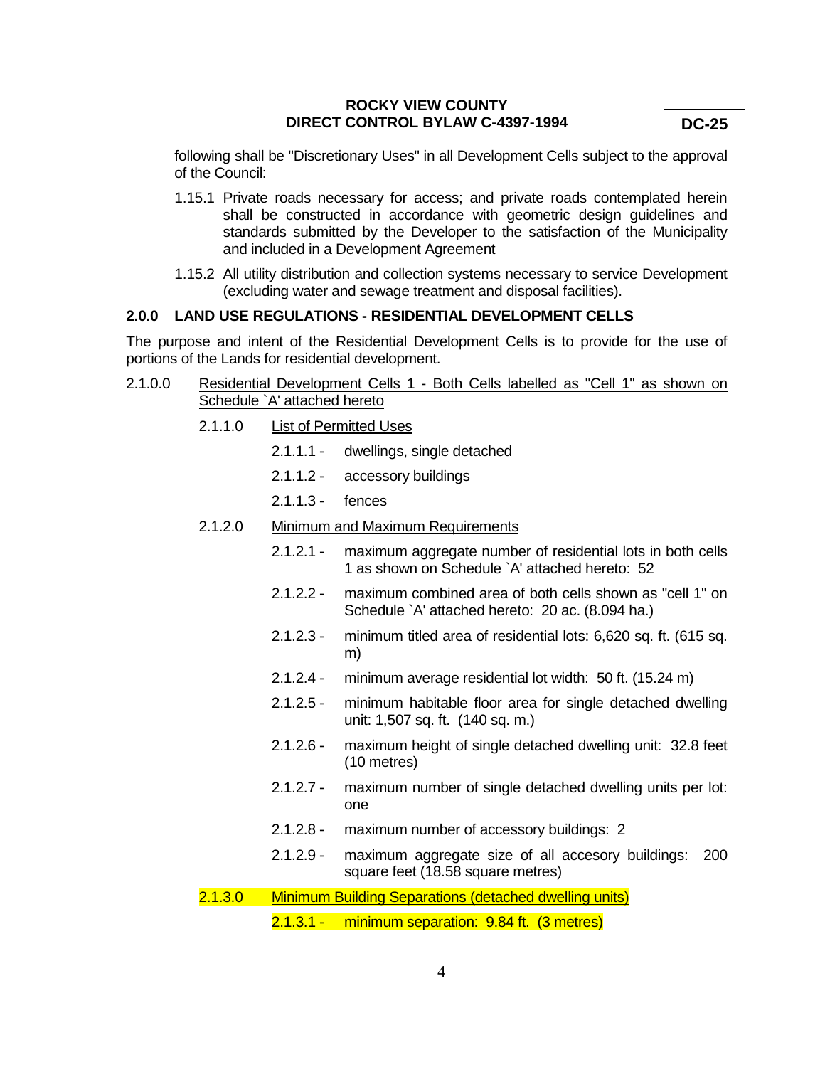following shall be "Discretionary Uses" in all Development Cells subject to the approval of the Council:

1.15.1 Private roads necessary for access; and private roads contemplated herein shall be constructed in accordance with geometric design guidelines and standards submitted by the Developer to the satisfaction of the Municipality and included in a Development Agreement

1.15.2 All utility distribution and collection systems necessary to service Development (excluding water and sewage treatment and disposal facilities).

## 2.0.0 LAND USE REGULATIONS - RESIDENTIAL DEVELOPMENT CELLS

The purpose and intent of the Residential Development Cells is to provide for the use of portions of the Lands for residential development.

2.1.0.0 Residential Development Cells 1 - Both Cells labelled as "Cell 1" as shown on Schedule `A' attached hereto

2.1.1.0 List of Permitted Uses

- 2.1.1.1 - dwellings, single detached
- 2.1.1.2 - accessory buildings
- 2.1.1.3 - fences

2.1.2.0 Minimum and Maximum Requirements

- 2.1.2.1 - maximum aggregate number of residential lots in both cells 1 as shown on Schedule `A' attached hereto: 52
- 2.1.2.2 - maximum combined area of both cells shown as "cell 1" on Schedule `A' attached hereto: 20 ac. (8.094 ha.)
- 2.1.2.3 - minimum titled area of residential lots: 6,620 sq. ft. (615 sq. m)
- 2.1.2.4 - minimum average residential lot width: 50 ft. (15.24 m)
- 2.1.2.5 - minimum habitable floor area for single detached dwelling unit: 1,507 sq. ft. (140 sq. m.)
- 2.1.2.6 - maximum height of single detached dwelling unit: 32.8 feet (10 metres)
- 2.1.2.7 - maximum number of single detached dwelling units per lot: one
- 2.1.2.8 - maximum number of accessory buildings: 2
- 2.1.2.9 - maximum aggregate size of all accesory buildings: 200 square feet (18.58 square metres)

2.1.3.0 Minimum Building Separations (detached dwelling units)

- 2.1.3.1 - minimum separation: 9.84 ft. (3 metres)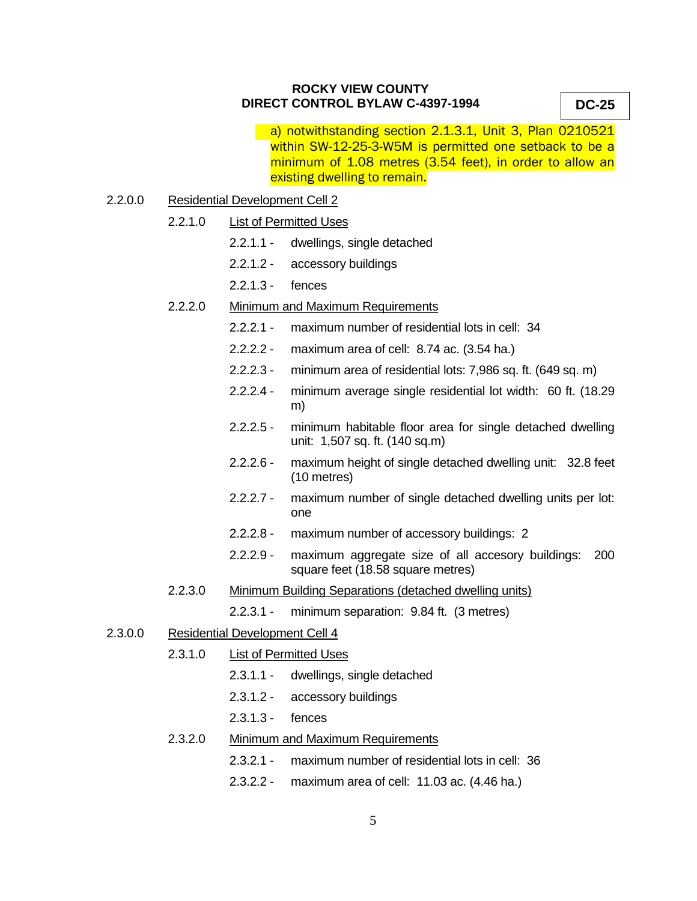a) notwithstanding section 2.1.3.1, Unit 3, Plan 0210521 within SW-12-25-3-W5M is permitted one setback to be a minimum of 1.08 metres (3.54 feet), in order to allow an existing dwelling to remain.

2.2.0.0 Residential Development Cell 2

- 2.2.1.0 List of Permitted Uses
  - 2.2.1.1 - dwellings, single detached
  - 2.2.1.2 - accessory buildings
  - 2.2.1.3 - fences
- 2.2.2.0 Minimum and Maximum Requirements
  - 2.2.2.1 - maximum number of residential lots in cell: 34
  - 2.2.2.2 - maximum area of cell: 8.74 ac. (3.54 ha.)
  - 2.2.2.3 - minimum area of residential lots: 7,986 sq. ft. (649 sq. m)
  - 2.2.2.4 - minimum average single residential lot width: 60 ft. (18.29 m)
  - 2.2.2.5 - minimum habitable floor area for single detached dwelling unit: 1,507 sq. ft. (140 sq.m)
  - 2.2.2.6 - maximum height of single detached dwelling unit: 32.8 feet (10 metres)
  - 2.2.2.7 - maximum number of single detached dwelling units per lot: one
  - 2.2.2.8 - maximum number of accessory buildings: 2
  - 2.2.2.9 - maximum aggregate size of all accesory buildings: 200 square feet (18.58 square metres)
- 2.2.3.0 Minimum Building Separations (detached dwelling units)
  - 2.2.3.1 - minimum separation: 9.84 ft. (3 metres)

2.3.0.0 Residential Development Cell 4

- 2.3.1.0 List of Permitted Uses
  - 2.3.1.1 - dwellings, single detached
  - 2.3.1.2 - accessory buildings
  - 2.3.1.3 - fences
- 2.3.2.0 Minimum and Maximum Requirements
  - 2.3.2.1 - maximum number of residential lots in cell: 36
  - 2.3.2.2 - maximum area of cell: 11.03 ac. (4.46 ha.)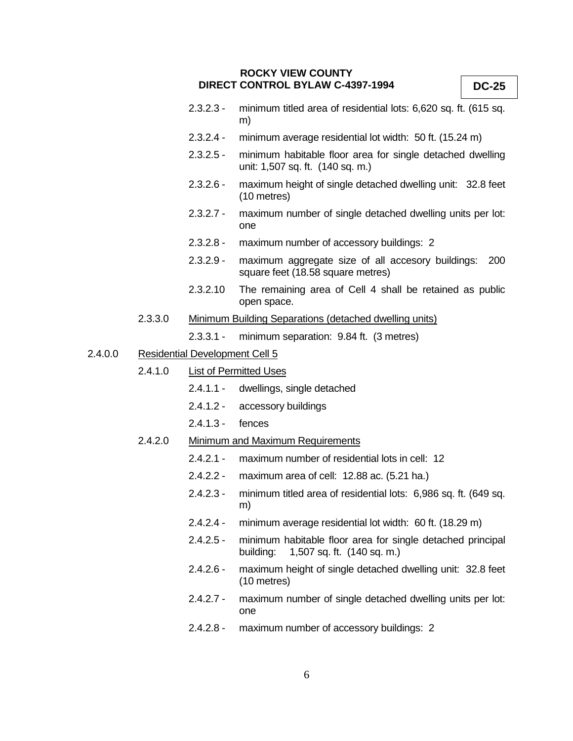2.3.2.3 - minimum titled area of residential lots: 6,620 sq. ft. (615 sq. m)

2.3.2.4 - minimum average residential lot width: 50 ft. (15.24 m)

2.3.2.5 - minimum habitable floor area for single detached dwelling unit: 1,507 sq. ft. (140 sq. m.)

2.3.2.6 - maximum height of single detached dwelling unit: 32.8 feet (10 metres)

2.3.2.7 - maximum number of single detached dwelling units per lot: one

2.3.2.8 - maximum number of accessory buildings: 2

2.3.2.9 - maximum aggregate size of all accesory buildings: 200 square feet (18.58 square metres)

2.3.2.10 The remaining area of Cell 4 shall be retained as public open space.

2.3.3.0 Minimum Building Separations (detached dwelling units)

2.3.3.1 - minimum separation: 9.84 ft. (3 metres)

2.4.0.0 Residential Development Cell 5

2.4.1.0 List of Permitted Uses

2.4.1.1 - dwellings, single detached

2.4.1.2 - accessory buildings

2.4.1.3 - fences

2.4.2.0 Minimum and Maximum Requirements

2.4.2.1 - maximum number of residential lots in cell: 12

2.4.2.2 - maximum area of cell: 12.88 ac. (5.21 ha.)

2.4.2.3 - minimum titled area of residential lots: 6,986 sq. ft. (649 sq. m)

2.4.2.4 - minimum average residential lot width: 60 ft. (18.29 m)

2.4.2.5 - minimum habitable floor area for single detached principal building: 1,507 sq. ft. (140 sq. m.)

2.4.2.6 - maximum height of single detached dwelling unit: 32.8 feet (10 metres)

2.4.2.7 - maximum number of single detached dwelling units per lot: one

2.4.2.8 - maximum number of accessory buildings: 2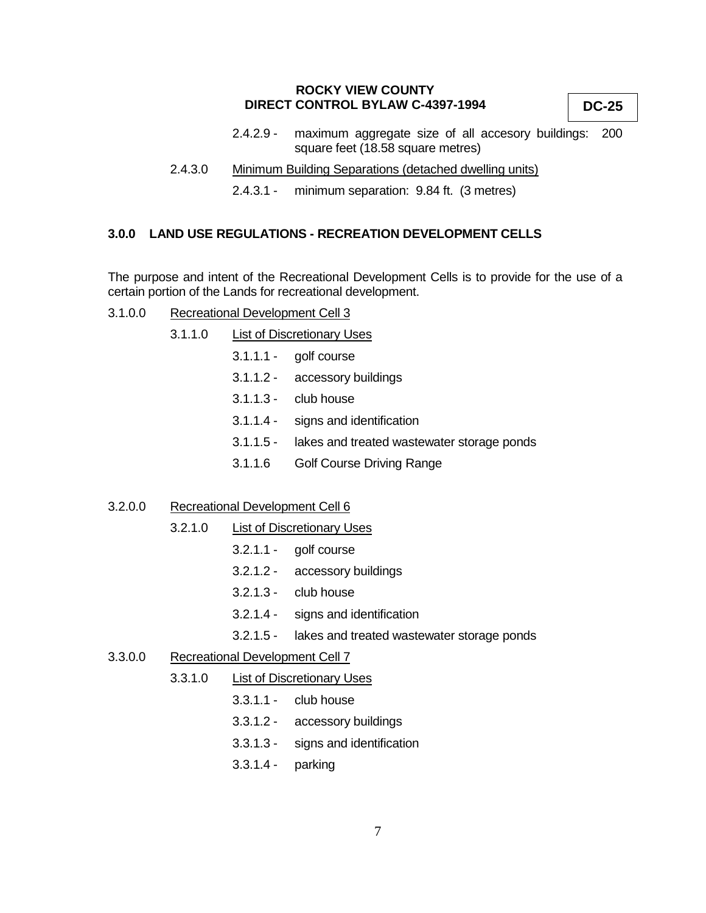2.4.2.9 - maximum aggregate size of all accesory buildings: 200 square feet (18.58 square metres)

2.4.3.0 Minimum Building Separations (detached dwelling units)

2.4.3.1 - minimum separation: 9.84 ft. (3 metres)

## 3.0.0 LAND USE REGULATIONS - RECREATION DEVELOPMENT CELLS

The purpose and intent of the Recreational Development Cells is to provide for the use of a certain portion of the Lands for recreational development.

3.1.0.0 Recreational Development Cell 3

3.1.1.0 List of Discretionary Uses

3.1.1.1 - golf course

3.1.1.2 - accessory buildings

3.1.1.3 - club house

3.1.1.4 - signs and identification

3.1.1.5 - lakes and treated wastewater storage ponds

3.1.1.6 Golf Course Driving Range

3.2.0.0 Recreational Development Cell 6

3.2.1.0 List of Discretionary Uses

3.2.1.1 - golf course

3.2.1.2 - accessory buildings

3.2.1.3 - club house

3.2.1.4 - signs and identification

3.2.1.5 - lakes and treated wastewater storage ponds

3.3.0.0 Recreational Development Cell 7

3.3.1.0 List of Discretionary Uses

3.3.1.1 - club house

3.3.1.2 - accessory buildings

3.3.1.3 - signs and identification

3.3.1.4 - parking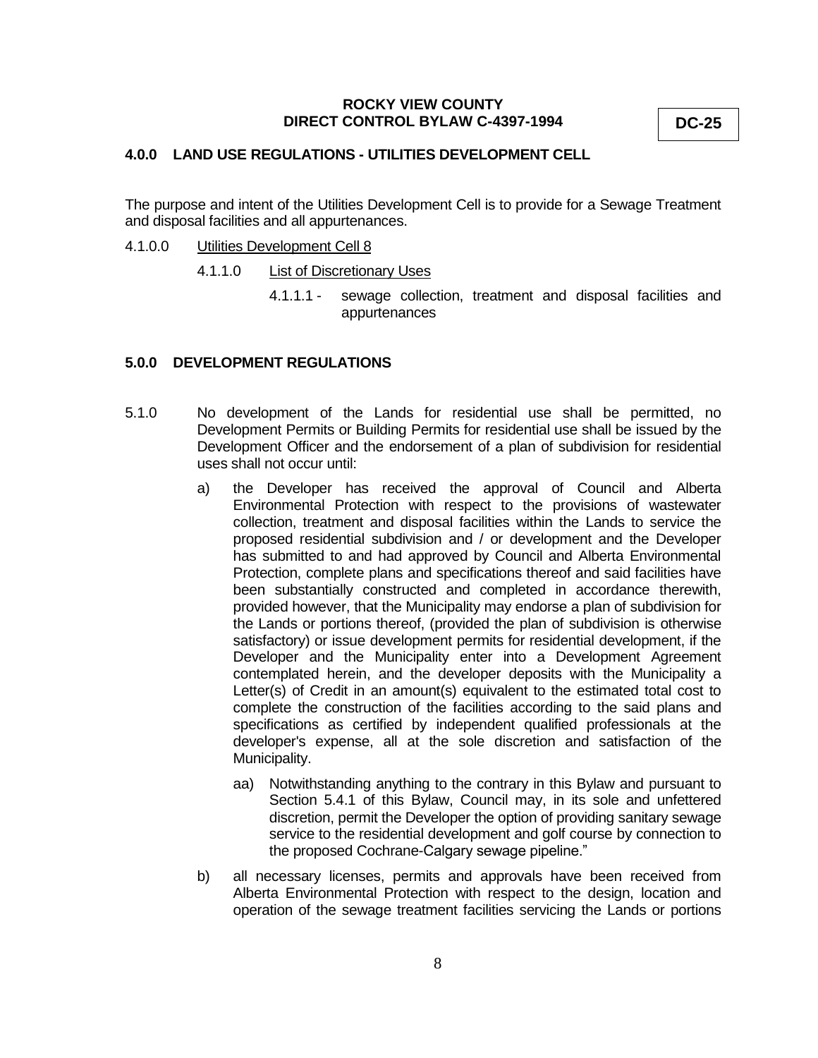**ROCKY VIEW COUNTY**
**DIRECT CONTROL BYLAW C-4397-1994**

**DC-25**

## 4.0.0 LAND USE REGULATIONS - UTILITIES DEVELOPMENT CELL

The purpose and intent of the Utilities Development Cell is to provide for a Sewage Treatment and disposal facilities and all appurtenances.

4.1.0.0 Utilities Development Cell 8

4.1.1.0 List of Discretionary Uses

4.1.1.1 - sewage collection, treatment and disposal facilities and appurtenances

## 5.0.0 DEVELOPMENT REGULATIONS

5.1.0 No development of the Lands for residential use shall be permitted, no Development Permits or Building Permits for residential use shall be issued by the Development Officer and the endorsement of a plan of subdivision for residential uses shall not occur until:

a) the Developer has received the approval of Council and Alberta Environmental Protection with respect to the provisions of wastewater collection, treatment and disposal facilities within the Lands to service the proposed residential subdivision and / or development and the Developer has submitted to and had approved by Council and Alberta Environmental Protection, complete plans and specifications thereof and said facilities have been substantially constructed and completed in accordance therewith, provided however, that the Municipality may endorse a plan of subdivision for the Lands or portions thereof, (provided the plan of subdivision is otherwise satisfactory) or issue development permits for residential development, if the Developer and the Municipality enter into a Development Agreement contemplated herein, and the developer deposits with the Municipality a Letter(s) of Credit in an amount(s) equivalent to the estimated total cost to complete the construction of the facilities according to the said plans and specifications as certified by independent qualified professionals at the developer's expense, all at the sole discretion and satisfaction of the Municipality.

aa) Notwithstanding anything to the contrary in this Bylaw and pursuant to Section 5.4.1 of this Bylaw, Council may, in its sole and unfettered discretion, permit the Developer the option of providing sanitary sewage service to the residential development and golf course by connection to the proposed Cochrane-Calgary sewage pipeline."

b) all necessary licenses, permits and approvals have been received from Alberta Environmental Protection with respect to the design, location and operation of the sewage treatment facilities servicing the Lands or portions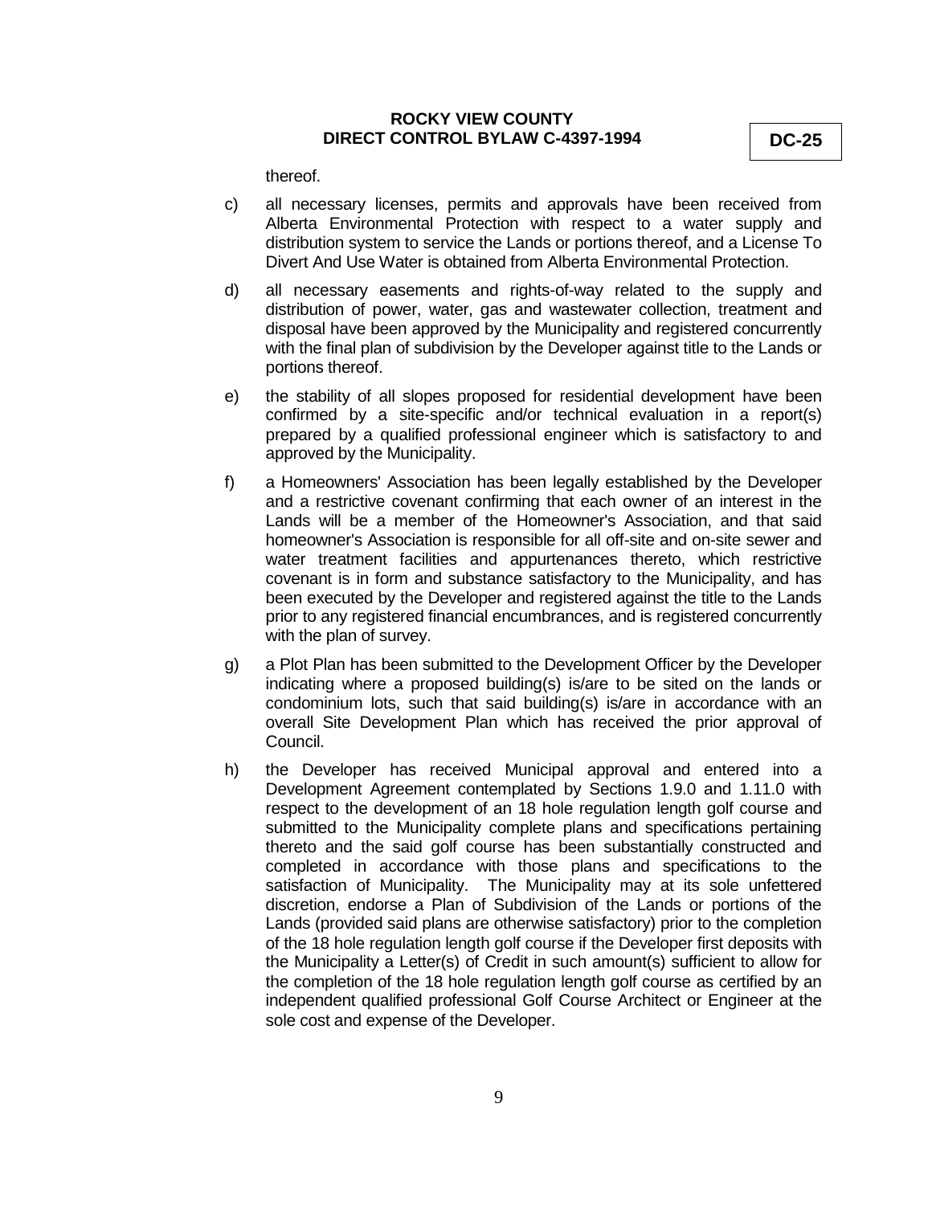thereof.

c) all necessary licenses, permits and approvals have been received from Alberta Environmental Protection with respect to a water supply and distribution system to service the Lands or portions thereof, and a License To Divert And Use Water is obtained from Alberta Environmental Protection.

d) all necessary easements and rights-of-way related to the supply and distribution of power, water, gas and wastewater collection, treatment and disposal have been approved by the Municipality and registered concurrently with the final plan of subdivision by the Developer against title to the Lands or portions thereof.

e) the stability of all slopes proposed for residential development have been confirmed by a site-specific and/or technical evaluation in a report(s) prepared by a qualified professional engineer which is satisfactory to and approved by the Municipality.

f) a Homeowners' Association has been legally established by the Developer and a restrictive covenant confirming that each owner of an interest in the Lands will be a member of the Homeowner's Association, and that said homeowner's Association is responsible for all off-site and on-site sewer and water treatment facilities and appurtenances thereto, which restrictive covenant is in form and substance satisfactory to the Municipality, and has been executed by the Developer and registered against the title to the Lands prior to any registered financial encumbrances, and is registered concurrently with the plan of survey.

g) a Plot Plan has been submitted to the Development Officer by the Developer indicating where a proposed building(s) is/are to be sited on the lands or condominium lots, such that said building(s) is/are in accordance with an overall Site Development Plan which has received the prior approval of Council.

h) the Developer has received Municipal approval and entered into a Development Agreement contemplated by Sections 1.9.0 and 1.11.0 with respect to the development of an 18 hole regulation length golf course and submitted to the Municipality complete plans and specifications pertaining thereto and the said golf course has been substantially constructed and completed in accordance with those plans and specifications to the satisfaction of Municipality. The Municipality may at its sole unfettered discretion, endorse a Plan of Subdivision of the Lands or portions of the Lands (provided said plans are otherwise satisfactory) prior to the completion of the 18 hole regulation length golf course if the Developer first deposits with the Municipality a Letter(s) of Credit in such amount(s) sufficient to allow for the completion of the 18 hole regulation length golf course as certified by an independent qualified professional Golf Course Architect or Engineer at the sole cost and expense of the Developer.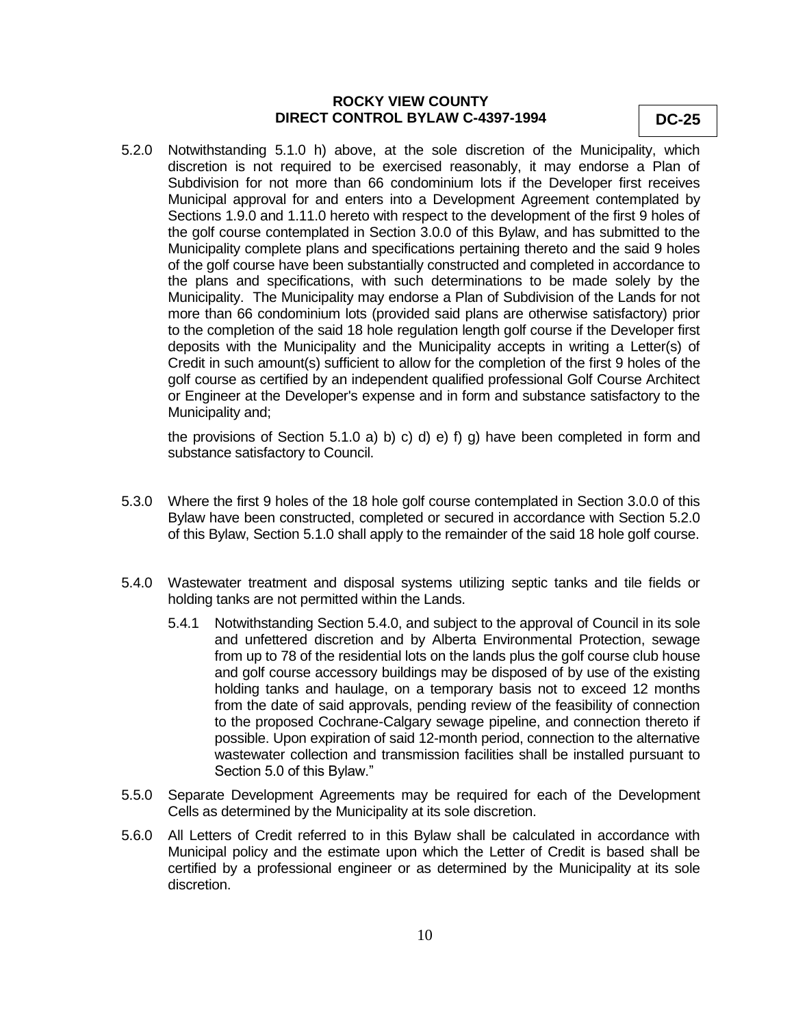5.2.0 Notwithstanding 5.1.0 h) above, at the sole discretion of the Municipality, which discretion is not required to be exercised reasonably, it may endorse a Plan of Subdivision for not more than 66 condominium lots if the Developer first receives Municipal approval for and enters into a Development Agreement contemplated by Sections 1.9.0 and 1.11.0 hereto with respect to the development of the first 9 holes of the golf course contemplated in Section 3.0.0 of this Bylaw, and has submitted to the Municipality complete plans and specifications pertaining thereto and the said 9 holes of the golf course have been substantially constructed and completed in accordance to the plans and specifications, with such determinations to be made solely by the Municipality. The Municipality may endorse a Plan of Subdivision of the Lands for not more than 66 condominium lots (provided said plans are otherwise satisfactory) prior to the completion of the said 18 hole regulation length golf course if the Developer first deposits with the Municipality and the Municipality accepts in writing a Letter(s) of Credit in such amount(s) sufficient to allow for the completion of the first 9 holes of the golf course as certified by an independent qualified professional Golf Course Architect or Engineer at the Developer's expense and in form and substance satisfactory to the Municipality and;

the provisions of Section 5.1.0 a) b) c) d) e) f) g) have been completed in form and substance satisfactory to Council.

5.3.0 Where the first 9 holes of the 18 hole golf course contemplated in Section 3.0.0 of this Bylaw have been constructed, completed or secured in accordance with Section 5.2.0 of this Bylaw, Section 5.1.0 shall apply to the remainder of the said 18 hole golf course.

5.4.0 Wastewater treatment and disposal systems utilizing septic tanks and tile fields or holding tanks are not permitted within the Lands.

5.4.1 Notwithstanding Section 5.4.0, and subject to the approval of Council in its sole and unfettered discretion and by Alberta Environmental Protection, sewage from up to 78 of the residential lots on the lands plus the golf course club house and golf course accessory buildings may be disposed of by use of the existing holding tanks and haulage, on a temporary basis not to exceed 12 months from the date of said approvals, pending review of the feasibility of connection to the proposed Cochrane-Calgary sewage pipeline, and connection thereto if possible. Upon expiration of said 12-month period, connection to the alternative wastewater collection and transmission facilities shall be installed pursuant to Section 5.0 of this Bylaw."

5.5.0 Separate Development Agreements may be required for each of the Development Cells as determined by the Municipality at its sole discretion.

5.6.0 All Letters of Credit referred to in this Bylaw shall be calculated in accordance with Municipal policy and the estimate upon which the Letter of Credit is based shall be certified by a professional engineer or as determined by the Municipality at its sole discretion.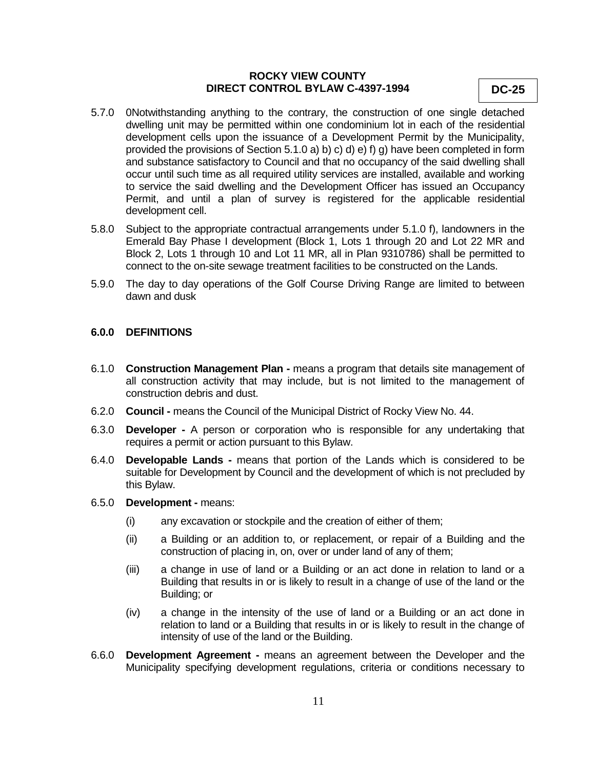5.7.0 0Notwithstanding anything to the contrary, the construction of one single detached dwelling unit may be permitted within one condominium lot in each of the residential development cells upon the issuance of a Development Permit by the Municipality, provided the provisions of Section 5.1.0 a) b) c) d) e) f) g) have been completed in form and substance satisfactory to Council and that no occupancy of the said dwelling shall occur until such time as all required utility services are installed, available and working to service the said dwelling and the Development Officer has issued an Occupancy Permit, and until a plan of survey is registered for the applicable residential development cell.

5.8.0 Subject to the appropriate contractual arrangements under 5.1.0 f), landowners in the Emerald Bay Phase I development (Block 1, Lots 1 through 20 and Lot 22 MR and Block 2, Lots 1 through 10 and Lot 11 MR, all in Plan 9310786) shall be permitted to connect to the on-site sewage treatment facilities to be constructed on the Lands.

5.9.0 The day to day operations of the Golf Course Driving Range are limited to between dawn and dusk

## 6.0.0 DEFINITIONS

6.1.0 **Construction Management Plan -** means a program that details site management of all construction activity that may include, but is not limited to the management of construction debris and dust.

6.2.0 **Council -** means the Council of the Municipal District of Rocky View No. 44.

6.3.0 **Developer -** A person or corporation who is responsible for any undertaking that requires a permit or action pursuant to this Bylaw.

6.4.0 **Developable Lands -** means that portion of the Lands which is considered to be suitable for Development by Council and the development of which is not precluded by this Bylaw.

6.5.0 **Development -** means:

(i) any excavation or stockpile and the creation of either of them;

(ii) a Building or an addition to, or replacement, or repair of a Building and the construction of placing in, on, over or under land of any of them;

(iii) a change in use of land or a Building or an act done in relation to land or a Building that results in or is likely to result in a change of use of the land or the Building; or

(iv) a change in the intensity of the use of land or a Building or an act done in relation to land or a Building that results in or is likely to result in the change of intensity of use of the land or the Building.

6.6.0 **Development Agreement -** means an agreement between the Developer and the Municipality specifying development regulations, criteria or conditions necessary to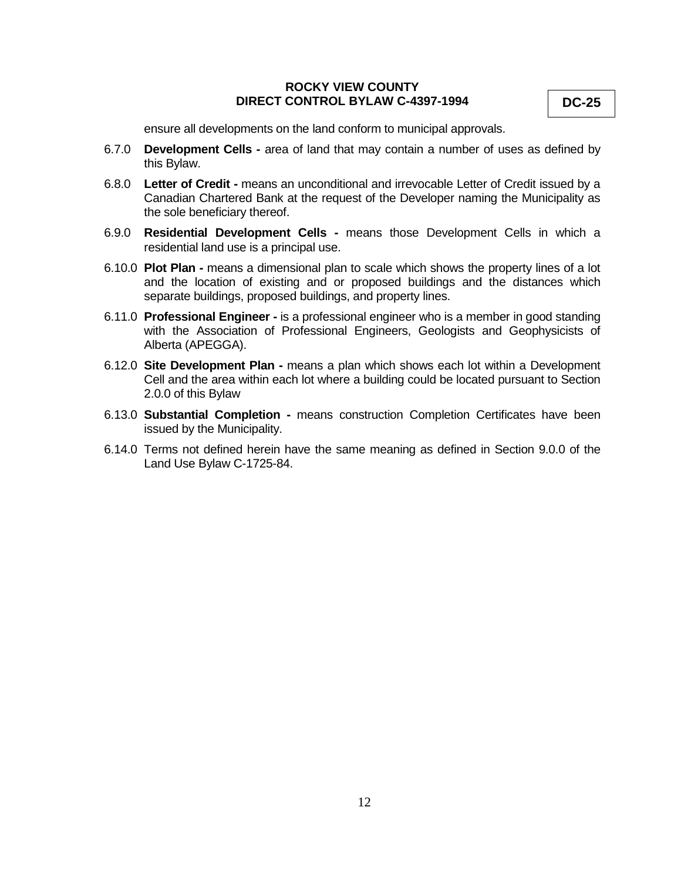ensure all developments on the land conform to municipal approvals.

6.7.0 **Development Cells -** area of land that may contain a number of uses as defined by this Bylaw.

6.8.0 **Letter of Credit -** means an unconditional and irrevocable Letter of Credit issued by a Canadian Chartered Bank at the request of the Developer naming the Municipality as the sole beneficiary thereof.

6.9.0 **Residential Development Cells -** means those Development Cells in which a residential land use is a principal use.

6.10.0 **Plot Plan -** means a dimensional plan to scale which shows the property lines of a lot and the location of existing and or proposed buildings and the distances which separate buildings, proposed buildings, and property lines.

6.11.0 **Professional Engineer -** is a professional engineer who is a member in good standing with the Association of Professional Engineers, Geologists and Geophysicists of Alberta (APEGGA).

6.12.0 **Site Development Plan -** means a plan which shows each lot within a Development Cell and the area within each lot where a building could be located pursuant to Section 2.0.0 of this Bylaw

6.13.0 **Substantial Completion -** means construction Completion Certificates have been issued by the Municipality.

6.14.0 Terms not defined herein have the same meaning as defined in Section 9.0.0 of the Land Use Bylaw C-1725-84.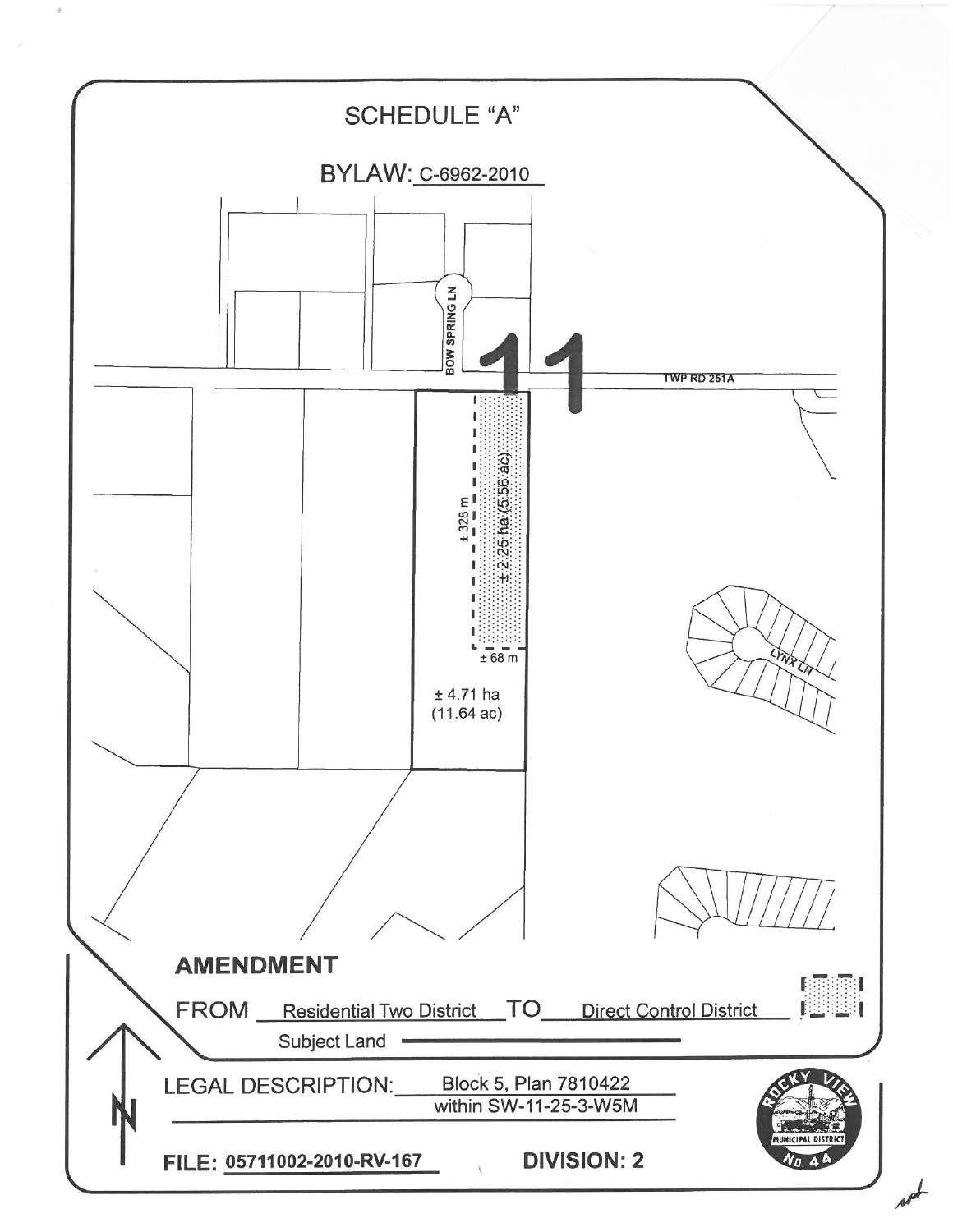# SCHEDULE "A"

## BYLAW: C-6962-2010

BOW SPRING LN

11

TWP RD 251A

± 328 m

± 2.25 ha (5.56 ac)

± 68 m

± 4.71 ha
(11.64 ac)

LYNX LN

**AMENDMENT**

FROM Residential Two District TO Direct Control District

Subject Land

LEGAL DESCRIPTION: Block 5, Plan 7810422
within SW-11-25-3-W5M

**FILE: 05711002-2010-RV-167** **DIVISION: 2**

ROCKY VIEW MUNICIPAL DISTRICT No. 44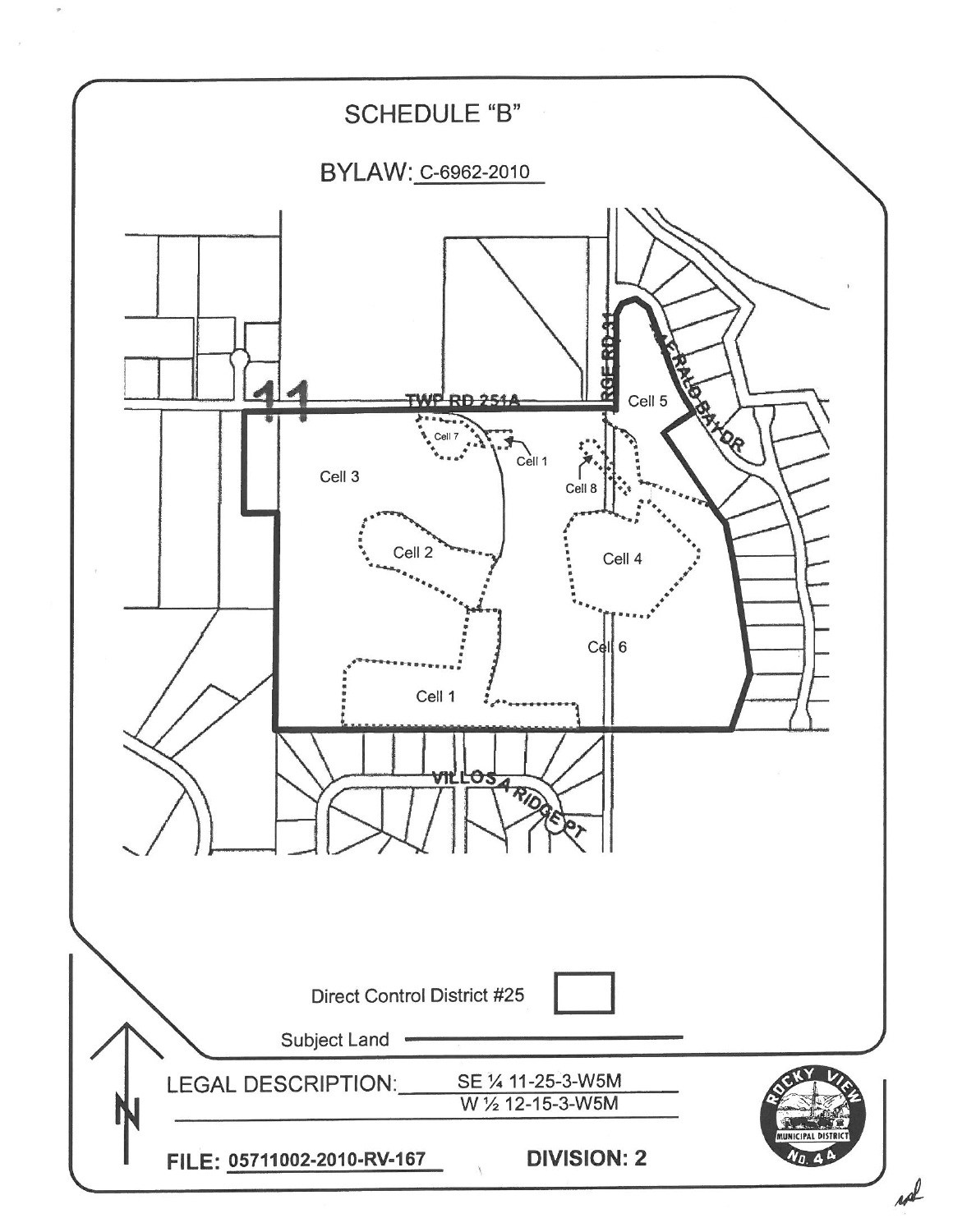# SCHEDULE "B"

## BYLAW: C-6962-2010

11

TWP RD 251A

RGE RD 31

EMERALD BAY DR

Cell 5

Cell 7

Cell 1

Cell 8

Cell 3

Cell 2

Cell 4

Cell 6

Cell 1

VILLOSA RIDGE PT

Direct Control District #25

Subject Land

LEGAL DESCRIPTION: SE ¼ 11-25-3-W5M
W ½ 12-15-3-W5M

FILE: 05711002-2010-RV-167

DIVISION: 2

ROCKY VIEW MUNICIPAL DISTRICT NO. 44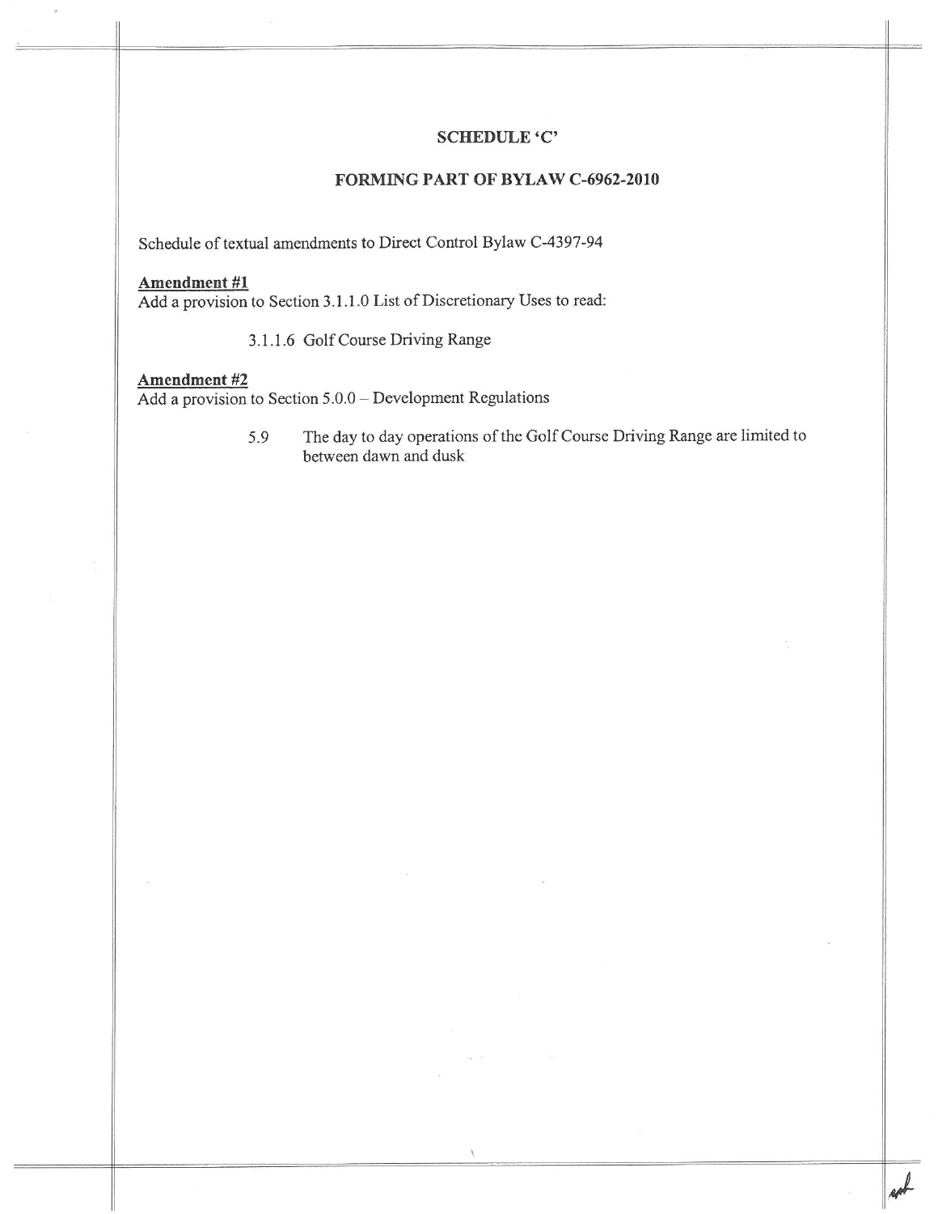## SCHEDULE 'C'

## FORMING PART OF BYLAW C-6962-2010

Schedule of textual amendments to Direct Control Bylaw C-4397-94

**Amendment #1**

Add a provision to Section 3.1.1.0 List of Discretionary Uses to read:

3.1.1.6 Golf Course Driving Range

**Amendment #2**

Add a provision to Section 5.0.0 – Development Regulations

5.9 The day to day operations of the Golf Course Driving Range are limited to between dawn and dusk